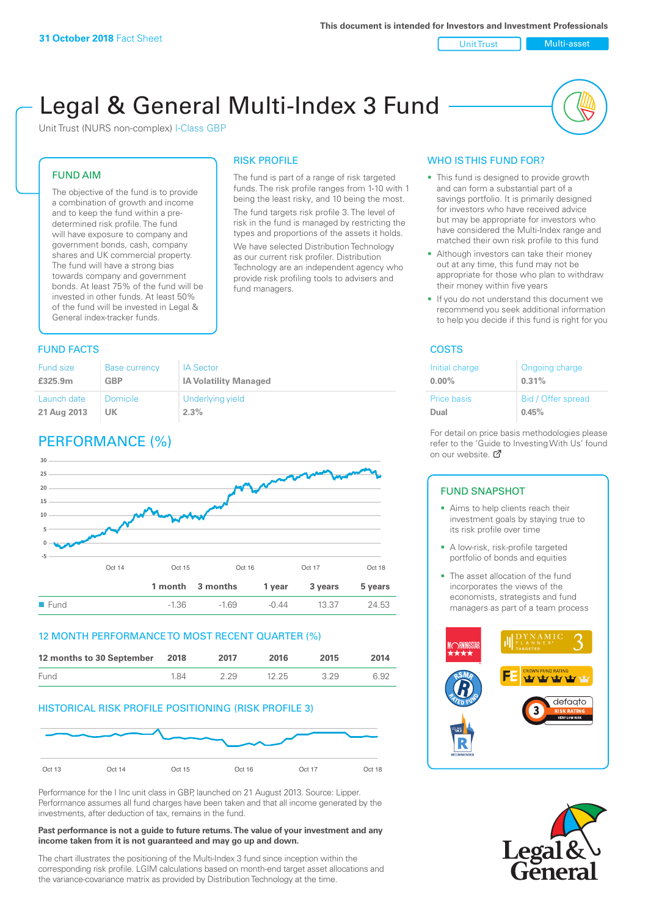**31 October 2018** Fact Sheet

This document is intended for Investors and Investment Professionals

Unit Trust | Multi-asset

# Legal & General Multi-Index 3 Fund

Unit Trust (NURS non-complex) I-Class GBP

## FUND AIM

The objective of the fund is to provide a combination of growth and income and to keep the fund within a pre-determined risk profile. The fund will have exposure to company and government bonds, cash, company shares and UK commercial property. The fund will have a strong bias towards company and government bonds. At least 75% of the fund will be invested in other funds. At least 50% of the fund will be invested in Legal & General index-tracker funds.

## RISK PROFILE

The fund is part of a range of risk targeted funds. The risk profile ranges from 1-10 with 1 being the least risky, and 10 being the most.

The fund targets risk profile 3. The level of risk in the fund is managed by restricting the types and proportions of the assets it holds.

We have selected Distribution Technology as our current risk profiler. Distribution Technology are an independent agency who provide risk profiling tools to advisers and fund managers.

## WHO IS THIS FUND FOR?

- This fund is designed to provide growth and can form a substantial part of a savings portfolio. It is primarily designed for investors who have received advice but may be appropriate for investors who have considered the Multi-Index range and matched their own risk profile to this fund
- Although investors can take their money out at any time, this fund may not be appropriate for those who plan to withdraw their money within five years
- If you do not understand this document we recommend you seek additional information to help you decide if this fund is right for you

## FUND FACTS

| Fund size | Base currency | IA Sector |
|---|---|---|
| **£325.9m** | **GBP** | **IA Volatility Managed** |
| Launch date | Domicile | Underlying yield |
| **21 Aug 2013** | **UK** | **2.3%** |

## COSTS

| Initial charge | Ongoing charge |
|---|---|
| **0.00%** | **0.31%** |
| Price basis | Bid / Offer spread |
| **Dual** | **0.45%** |

For detail on price basis methodologies please refer to the 'Guide to Investing With Us' found on our website.

## PERFORMANCE (%)

| | 1 month | 3 months | 1 year | 3 years | 5 years |
|---|---|---|---|---|---|
| Fund | -1.36 | -1.69 | -0.44 | 13.37 | 24.53 |

## 12 MONTH PERFORMANCE TO MOST RECENT QUARTER (%)

| 12 months to 30 September | 2018 | 2017 | 2016 | 2015 | 2014 |
|---|---|---|---|---|---|
| Fund | 1.84 | 2.29 | 12.25 | 3.29 | 6.92 |

## HISTORICAL RISK PROFILE POSITIONING (RISK PROFILE 3)

Performance for the I Inc unit class in GBP, launched on 21 August 2013. Source: Lipper. Performance assumes all fund charges have been taken and that all income generated by the investments, after deduction of tax, remains in the fund.

**Past performance is not a guide to future returns. The value of your investment and any income taken from it is not guaranteed and may go up and down.**

The chart illustrates the positioning of the Multi-Index 3 fund since inception within the corresponding risk profile. LGIM calculations based on month-end target asset allocations and the variance-covariance matrix as provided by Distribution Technology at the time.

## FUND SNAPSHOT

- Aims to help clients reach their investment goals by staying true to its risk profile over time
- A low-risk, risk-profile targeted portfolio of bonds and equities
- The asset allocation of the fund incorporates the views of the economists, strategists and fund managers as part of a team process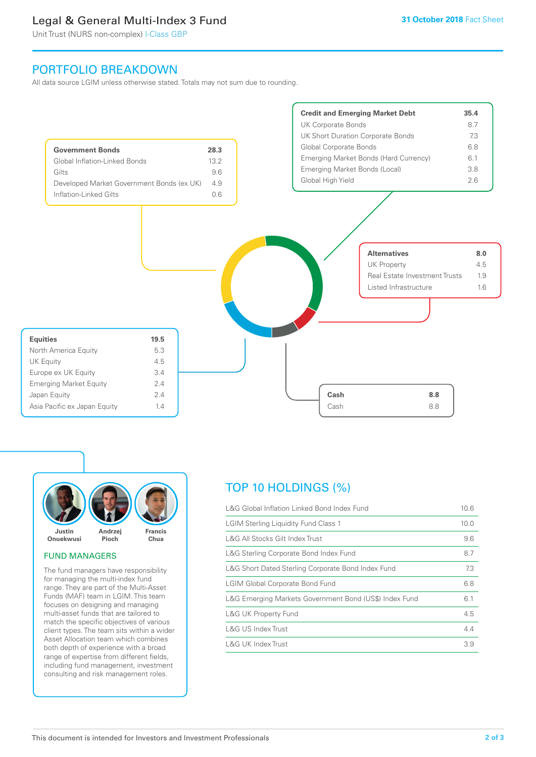# Legal & General Multi-Index 3 Fund

Unit Trust (NURS non-complex) I-Class GBP

**31 October 2018** Fact Sheet

## PORTFOLIO BREAKDOWN

All data source LGIM unless otherwise stated. Totals may not sum due to rounding.

| **Government Bonds** | **28.3** |
| --- | --- |
| Global Inflation-Linked Bonds | 13.2 |
| Gilts | 9.6 |
| Developed Market Government Bonds (ex UK) | 4.9 |
| Inflation-Linked Gilts | 0.6 |

| **Credit and Emerging Market Debt** | **35.4** |
| --- | --- |
| UK Corporate Bonds | 8.7 |
| UK Short Duration Corporate Bonds | 7.3 |
| Global Corporate Bonds | 6.8 |
| Emerging Market Bonds (Hard Currency) | 6.1 |
| Emerging Market Bonds (Local) | 3.8 |
| Global High Yield | 2.6 |

| **Alternatives** | **8.0** |
| --- | --- |
| UK Property | 4.5 |
| Real Estate Investment Trusts | 1.9 |
| Listed Infrastructure | 1.6 |

| **Equities** | **19.5** |
| --- | --- |
| North America Equity | 5.3 |
| UK Equity | 4.5 |
| Europe ex UK Equity | 3.4 |
| Emerging Market Equity | 2.4 |
| Japan Equity | 2.4 |
| Asia Pacific ex Japan Equity | 1.4 |

| **Cash** | **8.8** |
| --- | --- |
| Cash | 8.8 |

Justin Onuekwusi, Andrzej Pioch, Francis Chua

## FUND MANAGERS

The fund managers have responsibility for managing the multi-index fund range. They are part of the Multi-Asset Funds (MAF) team in LGIM. This team focuses on designing and managing multi-asset funds that are tailored to match the specific objectives of various client types. The team sits within a wider Asset Allocation team which combines both depth of experience with a broad range of expertise from different fields, including fund management, investment consulting and risk management roles.

## TOP 10 HOLDINGS (%)

| Holding | % |
| --- | --- |
| L&G Global Inflation Linked Bond Index Fund | 10.6 |
| LGIM Sterling Liquidity Fund Class 1 | 10.0 |
| L&G All Stocks Gilt Index Trust | 9.6 |
| L&G Sterling Corporate Bond Index Fund | 8.7 |
| L&G Short Dated Sterling Corporate Bond Index Fund | 7.3 |
| LGIM Global Corporate Bond Fund | 6.8 |
| L&G Emerging Markets Government Bond (US$) Index Fund | 6.1 |
| L&G UK Property Fund | 4.5 |
| L&G US Index Trust | 4.4 |
| L&G UK Index Trust | 3.9 |

This document is intended for Investors and Investment Professionals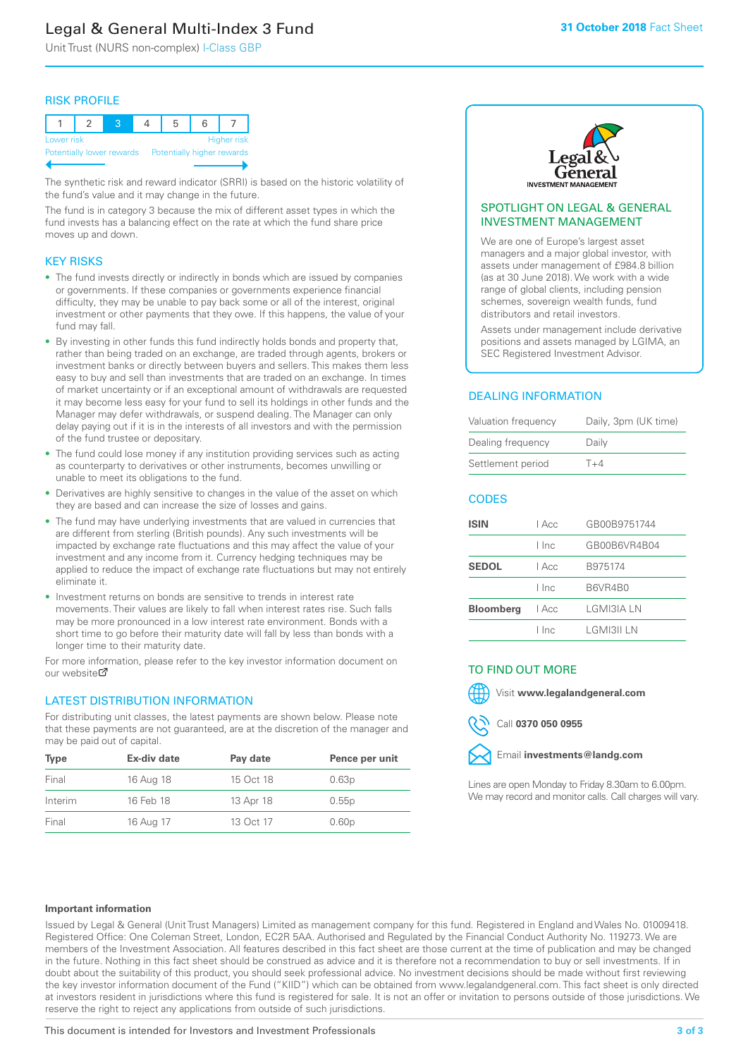# Legal & General Multi-Index 3 Fund

Unit Trust (NURS non-complex) I-Class GBP

31 October 2018 Fact Sheet

## RISK PROFILE

| 1 | 2 | 3 | 4 | 5 | 6 | 7 |
|---|---|---|---|---|---|---|

Lower risk — Higher risk

Potentially lower rewards — Potentially higher rewards

The synthetic risk and reward indicator (SRRI) is based on the historic volatility of the fund's value and it may change in the future.

The fund is in category 3 because the mix of different asset types in which the fund invests has a balancing effect on the rate at which the fund share price moves up and down.

## KEY RISKS

- The fund invests directly or indirectly in bonds which are issued by companies or governments. If these companies or governments experience financial difficulty, they may be unable to pay back some or all of the interest, original investment or other payments that they owe. If this happens, the value of your fund may fall.
- By investing in other funds this fund indirectly holds bonds and property that, rather than being traded on an exchange, are traded through agents, brokers or investment banks or directly between buyers and sellers. This makes them less easy to buy and sell than investments that are traded on an exchange. In times of market uncertainty or if an exceptional amount of withdrawals are requested it may become less easy for your fund to sell its holdings in other funds and the Manager may defer withdrawals, or suspend dealing. The Manager can only delay paying out if it is in the interests of all investors and with the permission of the fund trustee or depositary.
- The fund could lose money if any institution providing services such as acting as counterparty to derivatives or other instruments, becomes unwilling or unable to meet its obligations to the fund.
- Derivatives are highly sensitive to changes in the value of the asset on which they are based and can increase the size of losses and gains.
- The fund may have underlying investments that are valued in currencies that are different from sterling (British pounds). Any such investments will be impacted by exchange rate fluctuations and this may affect the value of your investment and any income from it. Currency hedging techniques may be applied to reduce the impact of exchange rate fluctuations but may not entirely eliminate it.
- Investment returns on bonds are sensitive to trends in interest rate movements. Their values are likely to fall when interest rates rise. Such falls may be more pronounced in a low interest rate environment. Bonds with a short time to go before their maturity date will fall by less than bonds with a longer time to their maturity date.

For more information, please refer to the key investor information document on our website

## LATEST DISTRIBUTION INFORMATION

For distributing unit classes, the latest payments are shown below. Please note that these payments are not guaranteed, are at the discretion of the manager and may be paid out of capital.

| Type | Ex-div date | Pay date | Pence per unit |
|---|---|---|---|
| Final | 16 Aug 18 | 15 Oct 18 | 0.63p |
| Interim | 16 Feb 18 | 13 Apr 18 | 0.55p |
| Final | 16 Aug 17 | 13 Oct 17 | 0.60p |

## SPOTLIGHT ON LEGAL & GENERAL INVESTMENT MANAGEMENT

We are one of Europe's largest asset managers and a major global investor, with assets under management of £984.8 billion (as at 30 June 2018). We work with a wide range of global clients, including pension schemes, sovereign wealth funds, fund distributors and retail investors.

Assets under management include derivative positions and assets managed by LGIMA, an SEC Registered Investment Advisor.

## DEALING INFORMATION

| | |
|---|---|
| Valuation frequency | Daily, 3pm (UK time) |
| Dealing frequency | Daily |
| Settlement period | T+4 |

## CODES

| | | |
|---|---|---|
| **ISIN** | I Acc | GB00B9751744 |
| | I Inc | GB00B6VR4B04 |
| **SEDOL** | I Acc | B975174 |
| | I Inc | B6VR4B0 |
| **Bloomberg** | I Acc | LGMI3IA LN |
| | I Inc | LGMI3II LN |

## TO FIND OUT MORE

Visit **www.legalandgeneral.com**

Call **0370 050 0955**

Email **investments@landg.com**

Lines are open Monday to Friday 8.30am to 6.00pm. We may record and monitor calls. Call charges will vary.

**Important information**

Issued by Legal & General (Unit Trust Managers) Limited as management company for this fund. Registered in England and Wales No. 01009418. Registered Office: One Coleman Street, London, EC2R 5AA. Authorised and Regulated by the Financial Conduct Authority No. 119273. We are members of the Investment Association. All features described in this fact sheet are those current at the time of publication and may be changed in the future. Nothing in this fact sheet should be construed as advice and it is therefore not a recommendation to buy or sell investments. If in doubt about the suitability of this product, you should seek professional advice. No investment decisions should be made without first reviewing the key investor information document of the Fund ("KIID") which can be obtained from www.legalandgeneral.com. This fact sheet is only directed at investors resident in jurisdictions where this fund is registered for sale. It is not an offer or invitation to persons outside of those jurisdictions. We reserve the right to reject any applications from outside of such jurisdictions.

This document is intended for Investors and Investment Professionals